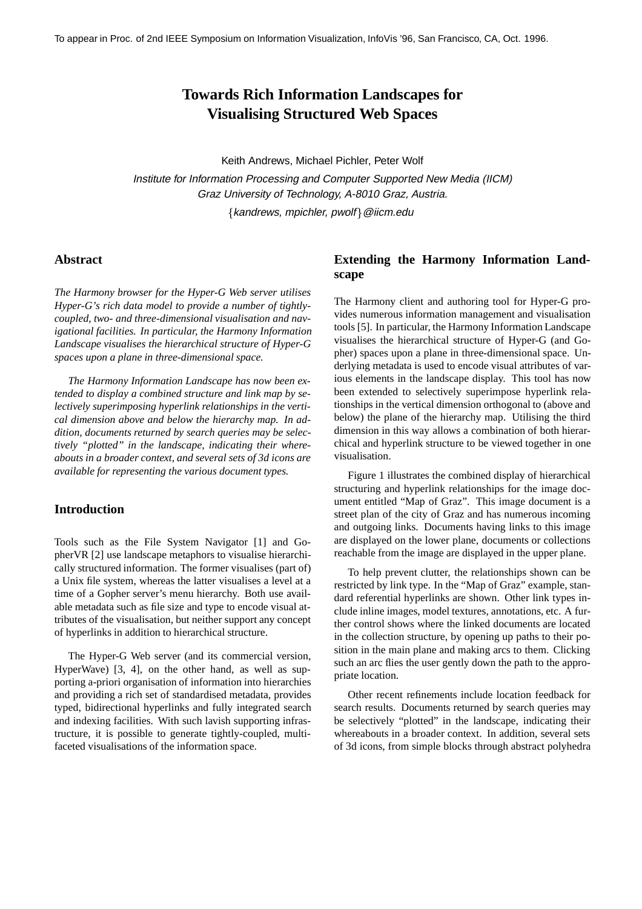To appear in Proc. of 2nd IEEE Symposium on Information Visualization, InfoVis '96, San Francisco, CA, Oct. 1996.

# Towards Rich Information Landscapes for Visualising Structured Web Spaces

Keith Andrews, Michael Pichler, Peter Wolf

*Institute for Information Processing and Computer Supported New Media (IICM)*
*Graz University of Technology, A-8010 Graz, Austria.*
{*kandrews, mpichler, pwolf*}*@iicm.edu*

## Abstract

*The Harmony browser for the Hyper-G Web server utilises Hyper-G's rich data model to provide a number of tightly-coupled, two- and three-dimensional visualisation and navigational facilities. In particular, the Harmony Information Landscape visualises the hierarchical structure of Hyper-G spaces upon a plane in three-dimensional space.*

*The Harmony Information Landscape has now been extended to display a combined structure and link map by selectively superimposing hyperlink relationships in the vertical dimension above and below the hierarchy map. In addition, documents returned by search queries may be selectively "plotted" in the landscape, indicating their whereabouts in a broader context, and several sets of 3d icons are available for representing the various document types.*

## Introduction

Tools such as the File System Navigator [1] and GopherVR [2] use landscape metaphors to visualise hierarchically structured information. The former visualises (part of) a Unix file system, whereas the latter visualises a level at a time of a Gopher server's menu hierarchy. Both use available metadata such as file size and type to encode visual attributes of the visualisation, but neither support any concept of hyperlinks in addition to hierarchical structure.

The Hyper-G Web server (and its commercial version, HyperWave) [3, 4], on the other hand, as well as supporting a-priori organisation of information into hierarchies and providing a rich set of standardised metadata, provides typed, bidirectional hyperlinks and fully integrated search and indexing facilities. With such lavish supporting infrastructure, it is possible to generate tightly-coupled, multi-faceted visualisations of the information space.

## Extending the Harmony Information Landscape

The Harmony client and authoring tool for Hyper-G provides numerous information management and visualisation tools [5]. In particular, the Harmony Information Landscape visualises the hierarchical structure of Hyper-G (and Gopher) spaces upon a plane in three-dimensional space. Underlying metadata is used to encode visual attributes of various elements in the landscape display. This tool has now been extended to selectively superimpose hyperlink relationships in the vertical dimension orthogonal to (above and below) the plane of the hierarchy map. Utilising the third dimension in this way allows a combination of both hierarchical and hyperlink structure to be viewed together in one visualisation.

Figure 1 illustrates the combined display of hierarchical structuring and hyperlink relationships for the image document entitled "Map of Graz". This image document is a street plan of the city of Graz and has numerous incoming and outgoing links. Documents having links to this image are displayed on the lower plane, documents or collections reachable from the image are displayed in the upper plane.

To help prevent clutter, the relationships shown can be restricted by link type. In the "Map of Graz" example, standard referential hyperlinks are shown. Other link types include inline images, model textures, annotations, etc. A further control shows where the linked documents are located in the collection structure, by opening up paths to their position in the main plane and making arcs to them. Clicking such an arc flies the user gently down the path to the appropriate location.

Other recent refinements include location feedback for search results. Documents returned by search queries may be selectively "plotted" in the landscape, indicating their whereabouts in a broader context. In addition, several sets of 3d icons, from simple blocks through abstract polyhedra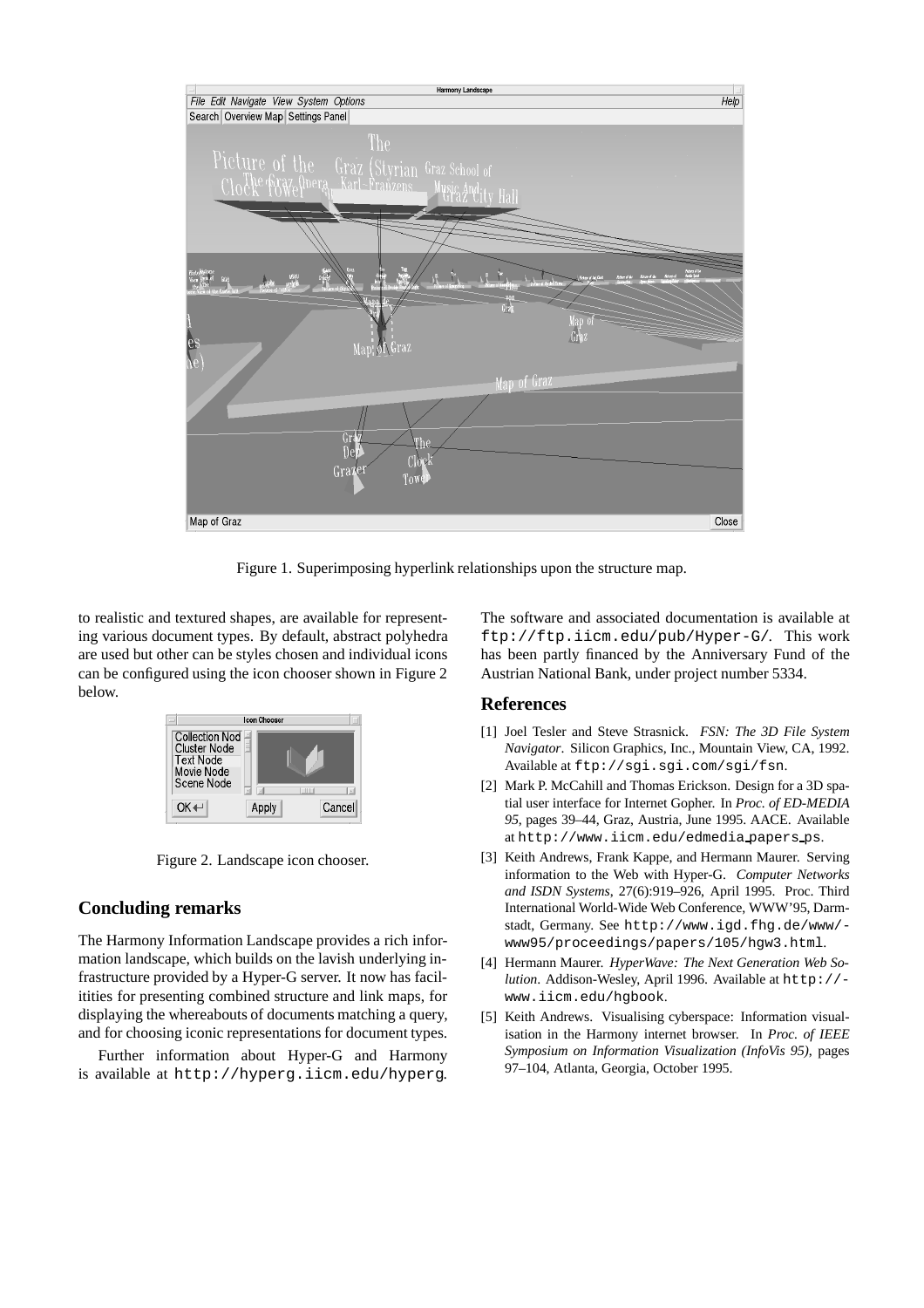Figure 1. Superimposing hyperlink relationships upon the structure map.

to realistic and textured shapes, are available for representing various document types. By default, abstract polyhedra are used but other can be styles chosen and individual icons can be configured using the icon chooser shown in Figure 2 below.

Figure 2. Landscape icon chooser.

## Concluding remarks

The Harmony Information Landscape provides a rich information landscape, which builds on the lavish underlying infrastructure provided by a Hyper-G server. It now has facilitities for presenting combined structure and link maps, for displaying the whereabouts of documents matching a query, and for choosing iconic representations for document types.

Further information about Hyper-G and Harmony is available at `http://hyperg.iicm.edu/hyperg`. The software and associated documentation is available at `ftp://ftp.iicm.edu/pub/Hyper-G/`. This work has been partly financed by the Anniversary Fund of the Austrian National Bank, under project number 5334.

## References

[1] Joel Tesler and Steve Strasnick. *FSN: The 3D File System Navigator*. Silicon Graphics, Inc., Mountain View, CA, 1992. Available at `ftp://sgi.sgi.com/sgi/fsn`.

[2] Mark P. McCahill and Thomas Erickson. Design for a 3D spatial user interface for Internet Gopher. In *Proc. of ED-MEDIA 95*, pages 39–44, Graz, Austria, June 1995. AACE. Available at `http://www.iicm.edu/edmedia_papers_ps`.

[3] Keith Andrews, Frank Kappe, and Hermann Maurer. Serving information to the Web with Hyper-G. *Computer Networks and ISDN Systems*, 27(6):919–926, April 1995. Proc. Third International World-Wide Web Conference, WWW'95, Darmstadt, Germany. See `http://www.igd.fhg.de/www/-www95/proceedings/papers/105/hgw3.html`.

[4] Hermann Maurer. *HyperWave: The Next Generation Web Solution*. Addison-Wesley, April 1996. Available at `http://-www.iicm.edu/hgbook`.

[5] Keith Andrews. Visualising cyberspace: Information visualisation in the Harmony internet browser. In *Proc. of IEEE Symposium on Information Visualization (InfoVis 95)*, pages 97–104, Atlanta, Georgia, October 1995.